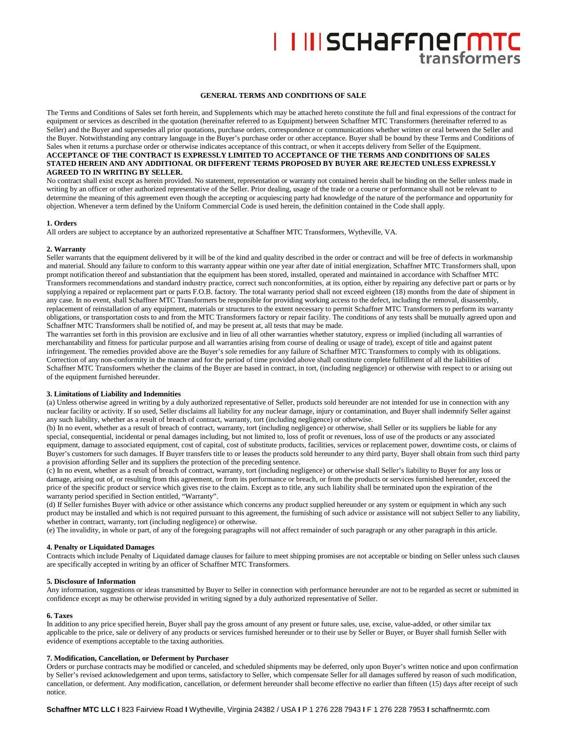# GENERAL TERMS AND CONDITIONS OF SALE

The Terms and Conditions of Sales set forth herein, and Supplements which may be attached hereto constitute the full and final expressions of the contract for equipment or services as described in the quotation (hereinafter referred to as Equipment) between Schaffner MTC Transformers (hereinafter referred to as Seller) and the Buyer and supersedes all prior quotations, purchase orders, correspondence or communications whether written or oral between the Seller and the Buyer. Notwithstanding any contrary language in the Buyer's purchase order or other acceptance. Buyer shall be bound by these Terms and Conditions of Sales when it returns a purchase order or otherwise indicates acceptance of this contract, or when it accepts delivery from Seller of the Equipment.
**ACCEPTANCE OF THE CONTRACT IS EXPRESSLY LIMITED TO ACCEPTANCE OF THE TERMS AND CONDITIONS OF SALES STATED HEREIN AND ANY ADDITIONAL OR DIFFERENT TERMS PROPOSED BY BUYER ARE REJECTED UNLESS EXPRESSLY AGREED TO IN WRITING BY SELLER.**
No contract shall exist except as herein provided. No statement, representation or warranty not contained herein shall be binding on the Seller unless made in writing by an officer or other authorized representative of the Seller. Prior dealing, usage of the trade or a course or performance shall not be relevant to determine the meaning of this agreement even though the accepting or acquiescing party had knowledge of the nature of the performance and opportunity for objection. Whenever a term defined by the Uniform Commercial Code is used herein, the definition contained in the Code shall apply.

### 1. Orders

All orders are subject to acceptance by an authorized representative at Schaffner MTC Transformers, Wytheville, VA.

### 2. Warranty

Seller warrants that the equipment delivered by it will be of the kind and quality described in the order or contract and will be free of defects in workmanship and material. Should any failure to conform to this warranty appear within one year after date of initial energization, Schaffner MTC Transformers shall, upon prompt notification thereof and substantiation that the equipment has been stored, installed, operated and maintained in accordance with Schaffner MTC Transformers recommendations and standard industry practice, correct such nonconformities, at its option, either by repairing any defective part or parts or by supplying a repaired or replacement part or parts F.O.B. factory. The total warranty period shall not exceed eighteen (18) months from the date of shipment in any case. In no event, shall Schaffner MTC Transformers be responsible for providing working access to the defect, including the removal, disassembly, replacement of reinstallation of any equipment, materials or structures to the extent necessary to permit Schaffner MTC Transformers to perform its warranty obligations, or transportation costs to and from the MTC Transformers factory or repair facility. The conditions of any tests shall be mutually agreed upon and Schaffner MTC Transformers shall be notified of, and may be present at, all tests that may be made.
The warranties set forth in this provision are exclusive and in lieu of all other warranties whether statutory, express or implied (including all warranties of merchantability and fitness for particular purpose and all warranties arising from course of dealing or usage of trade), except of title and against patent infringement. The remedies provided above are the Buyer's sole remedies for any failure of Schaffner MTC Transformers to comply with its obligations. Correction of any non-conformity in the manner and for the period of time provided above shall constitute complete fulfillment of all the liabilities of Schaffner MTC Transformers whether the claims of the Buyer are based in contract, in tort, (including negligence) or otherwise with respect to or arising out of the equipment furnished hereunder.

### 3. Limitations of Liability and Indemnities

(a) Unless otherwise agreed in writing by a duly authorized representative of Seller, products sold hereunder are not intended for use in connection with any nuclear facility or activity. If so used, Seller disclaims all liability for any nuclear damage, injury or contamination, and Buyer shall indemnify Seller against any such liability, whether as a result of breach of contract, warranty, tort (including negligence) or otherwise.
(b) In no event, whether as a result of breach of contract, warranty, tort (including negligence) or otherwise, shall Seller or its suppliers be liable for any special, consequential, incidental or penal damages including, but not limited to, loss of profit or revenues, loss of use of the products or any associated equipment, damage to associated equipment, cost of capital, cost of substitute products, facilities, services or replacement power, downtime costs, or claims of Buyer's customers for such damages. If Buyer transfers title to or leases the products sold hereunder to any third party, Buyer shall obtain from such third party a provision affording Seller and its suppliers the protection of the preceding sentence.
(c) In no event, whether as a result of breach of contract, warranty, tort (including negligence) or otherwise shall Seller's liability to Buyer for any loss or damage, arising out of, or resulting from this agreement, or from its performance or breach, or from the products or services furnished hereunder, exceed the price of the specific product or service which gives rise to the claim. Except as to title, any such liability shall be terminated upon the expiration of the warranty period specified in Section entitled, "Warranty".
(d) If Seller furnishes Buyer with advice or other assistance which concerns any product supplied hereunder or any system or equipment in which any such product may be installed and which is not required pursuant to this agreement, the furnishing of such advice or assistance will not subject Seller to any liability, whether in contract, warranty, tort (including negligence) or otherwise.
(e) The invalidity, in whole or part, of any of the foregoing paragraphs will not affect remainder of such paragraph or any other paragraph in this article.

### 4. Penalty or Liquidated Damages

Contracts which include Penalty of Liquidated damage clauses for failure to meet shipping promises are not acceptable or binding on Seller unless such clauses are specifically accepted in writing by an officer of Schaffner MTC Transformers.

### 5. Disclosure of Information

Any information, suggestions or ideas transmitted by Buyer to Seller in connection with performance hereunder are not to be regarded as secret or submitted in confidence except as may be otherwise provided in writing signed by a duly authorized representative of Seller.

### 6. Taxes

In addition to any price specified herein, Buyer shall pay the gross amount of any present or future sales, use, excise, value-added, or other similar tax applicable to the price, sale or delivery of any products or services furnished hereunder or to their use by Seller or Buyer, or Buyer shall furnish Seller with evidence of exemptions acceptable to the taxing authorities.

### 7. Modification, Cancellation, or Deferment by Purchaser

Orders or purchase contracts may be modified or canceled, and scheduled shipments may be deferred, only upon Buyer's written notice and upon confirmation by Seller's revised acknowledgement and upon terms, satisfactory to Seller, which compensate Seller for all damages suffered by reason of such modification, cancellation, or deferment. Any modification, cancellation, or deferment hereunder shall become effective no earlier than fifteen (15) days after receipt of such notice.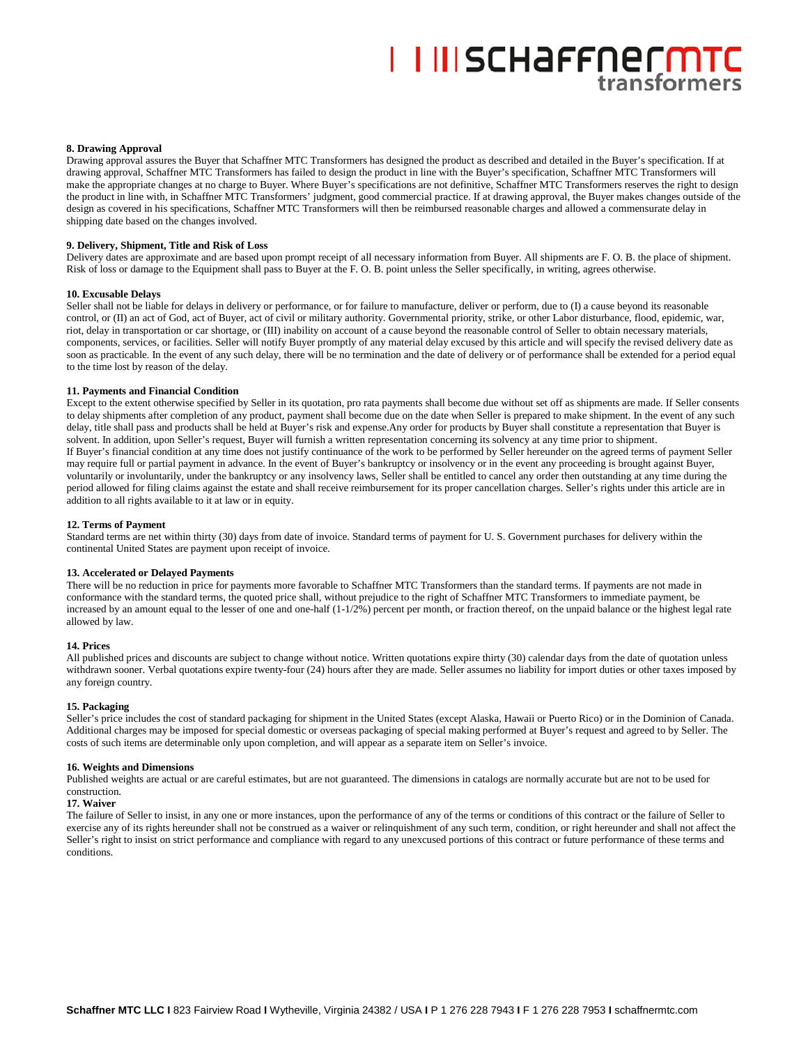**8. Drawing Approval**

Drawing approval assures the Buyer that Schaffner MTC Transformers has designed the product as described and detailed in the Buyer's specification. If at drawing approval, Schaffner MTC Transformers has failed to design the product in line with the Buyer's specification, Schaffner MTC Transformers will make the appropriate changes at no charge to Buyer. Where Buyer's specifications are not definitive, Schaffner MTC Transformers reserves the right to design the product in line with, in Schaffner MTC Transformers' judgment, good commercial practice. If at drawing approval, the Buyer makes changes outside of the design as covered in his specifications, Schaffner MTC Transformers will then be reimbursed reasonable charges and allowed a commensurate delay in shipping date based on the changes involved.

**9. Delivery, Shipment, Title and Risk of Loss**

Delivery dates are approximate and are based upon prompt receipt of all necessary information from Buyer. All shipments are F. O. B. the place of shipment. Risk of loss or damage to the Equipment shall pass to Buyer at the F. O. B. point unless the Seller specifically, in writing, agrees otherwise.

**10. Excusable Delays**

Seller shall not be liable for delays in delivery or performance, or for failure to manufacture, deliver or perform, due to (I) a cause beyond its reasonable control, or (II) an act of God, act of Buyer, act of civil or military authority. Governmental priority, strike, or other Labor disturbance, flood, epidemic, war, riot, delay in transportation or car shortage, or (III) inability on account of a cause beyond the reasonable control of Seller to obtain necessary materials, components, services, or facilities. Seller will notify Buyer promptly of any material delay excused by this article and will specify the revised delivery date as soon as practicable. In the event of any such delay, there will be no termination and the date of delivery or of performance shall be extended for a period equal to the time lost by reason of the delay.

**11. Payments and Financial Condition**

Except to the extent otherwise specified by Seller in its quotation, pro rata payments shall become due without set off as shipments are made. If Seller consents to delay shipments after completion of any product, payment shall become due on the date when Seller is prepared to make shipment. In the event of any such delay, title shall pass and products shall be held at Buyer's risk and expense.Any order for products by Buyer shall constitute a representation that Buyer is solvent. In addition, upon Seller's request, Buyer will furnish a written representation concerning its solvency at any time prior to shipment.
If Buyer's financial condition at any time does not justify continuance of the work to be performed by Seller hereunder on the agreed terms of payment Seller may require full or partial payment in advance. In the event of Buyer's bankruptcy or insolvency or in the event any proceeding is brought against Buyer, voluntarily or involuntarily, under the bankruptcy or any insolvency laws, Seller shall be entitled to cancel any order then outstanding at any time during the period allowed for filing claims against the estate and shall receive reimbursement for its proper cancellation charges. Seller's rights under this article are in addition to all rights available to it at law or in equity.

**12. Terms of Payment**

Standard terms are net within thirty (30) days from date of invoice. Standard terms of payment for U. S. Government purchases for delivery within the continental United States are payment upon receipt of invoice.

**13. Accelerated or Delayed Payments**

There will be no reduction in price for payments more favorable to Schaffner MTC Transformers than the standard terms. If payments are not made in conformance with the standard terms, the quoted price shall, without prejudice to the right of Schaffner MTC Transformers to immediate payment, be increased by an amount equal to the lesser of one and one-half (1-1/2%) percent per month, or fraction thereof, on the unpaid balance or the highest legal rate allowed by law.

**14. Prices**

All published prices and discounts are subject to change without notice. Written quotations expire thirty (30) calendar days from the date of quotation unless withdrawn sooner. Verbal quotations expire twenty-four (24) hours after they are made. Seller assumes no liability for import duties or other taxes imposed by any foreign country.

**15. Packaging**

Seller's price includes the cost of standard packaging for shipment in the United States (except Alaska, Hawaii or Puerto Rico) or in the Dominion of Canada. Additional charges may be imposed for special domestic or overseas packaging of special making performed at Buyer's request and agreed to by Seller. The costs of such items are determinable only upon completion, and will appear as a separate item on Seller's invoice.

**16. Weights and Dimensions**

Published weights are actual or are careful estimates, but are not guaranteed. The dimensions in catalogs are normally accurate but are not to be used for construction.

**17. Waiver**

The failure of Seller to insist, in any one or more instances, upon the performance of any of the terms or conditions of this contract or the failure of Seller to exercise any of its rights hereunder shall not be construed as a waiver or relinquishment of any such term, condition, or right hereunder and shall not affect the Seller's right to insist on strict performance and compliance with regard to any unexcused portions of this contract or future performance of these terms and conditions.